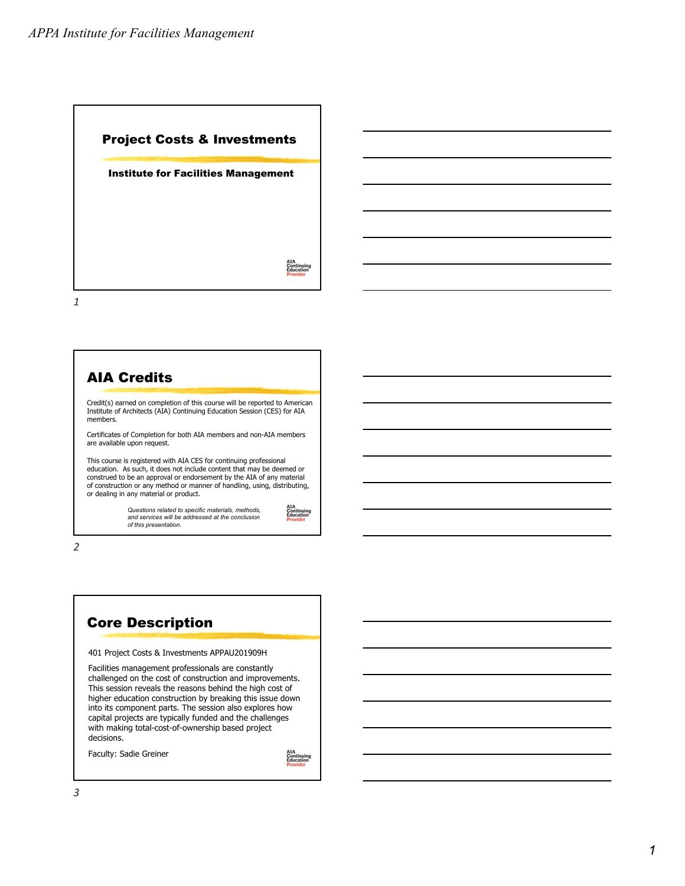## Project Costs & Investments

**Institute for Facilities Management**

AIA Continuing Education Provider

## AIA Credits

Credit(s) earned on completion of this course will be reported to American Institute of Architects (AIA) Continuing Education Session (CES) for AIA members.

Certificates of Completion for both AIA members and non-AIA members are available upon request.

This course is registered with AIA CES for continuing professional education. As such, it does not include content that may be deemed or construed to be an approval or endorsement by the AIA of any material of construction or any method or manner of handling, using, distributing, or dealing in any material or product.

*Questions related to specific materials, methods, and services will be addressed at the conclusion of this presentation.*

AIA Continuing Education Provider

## Core Description

401 Project Costs & Investments APPAU201909H

Facilities management professionals are constantly challenged on the cost of construction and improvements. This session reveals the reasons behind the high cost of higher education construction by breaking this issue down into its component parts. The session also explores how capital projects are typically funded and the challenges with making total-cost-of-ownership based project decisions.

Faculty: Sadie Greiner

AIA Continuing Education Provider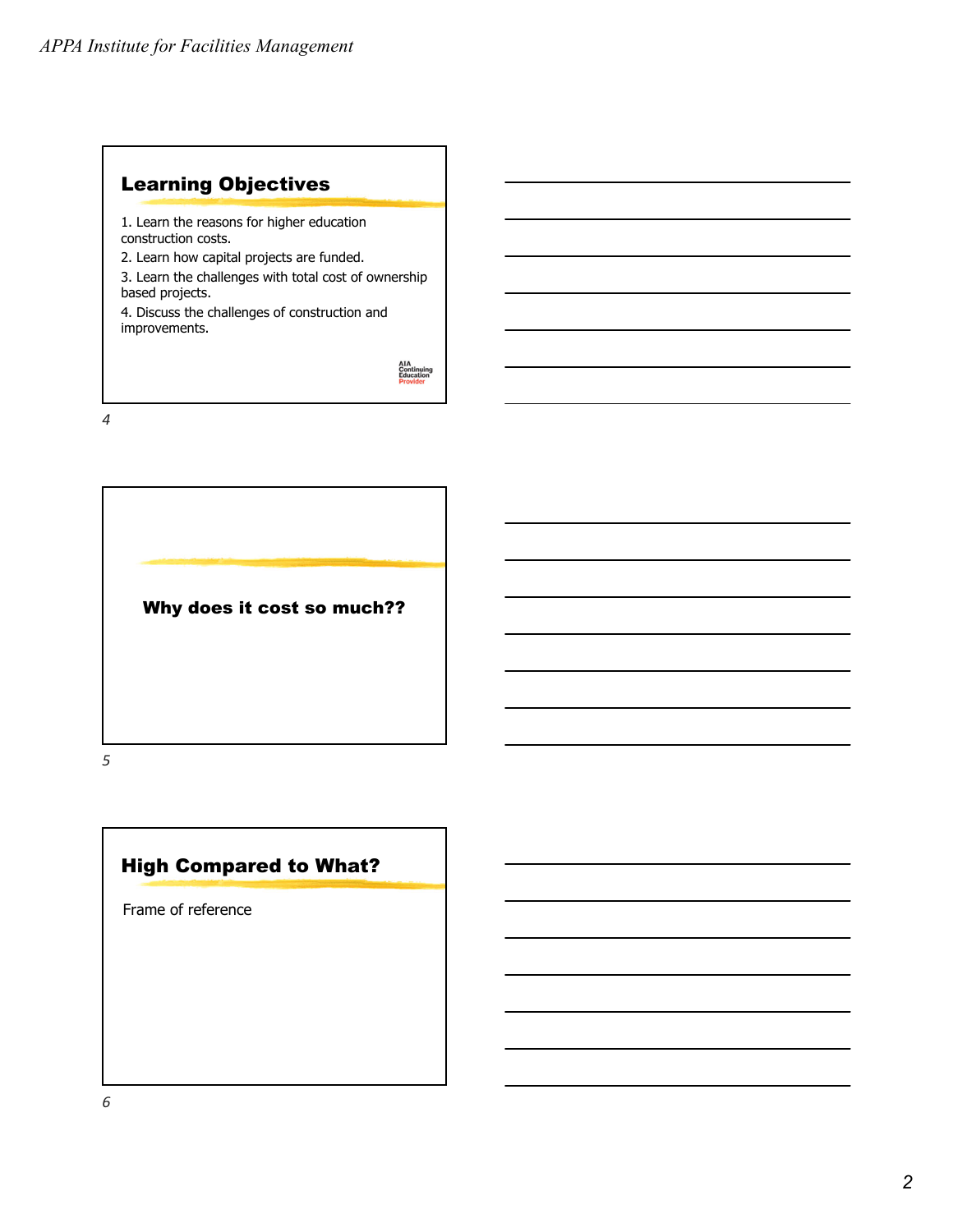## Learning Objectives

1. Learn the reasons for higher education construction costs.
2. Learn how capital projects are funded.
3. Learn the challenges with total cost of ownership based projects.
4. Discuss the challenges of construction and improvements.

AIA Continuing Education Provider

**Why does it cost so much??**

## High Compared to What?

Frame of reference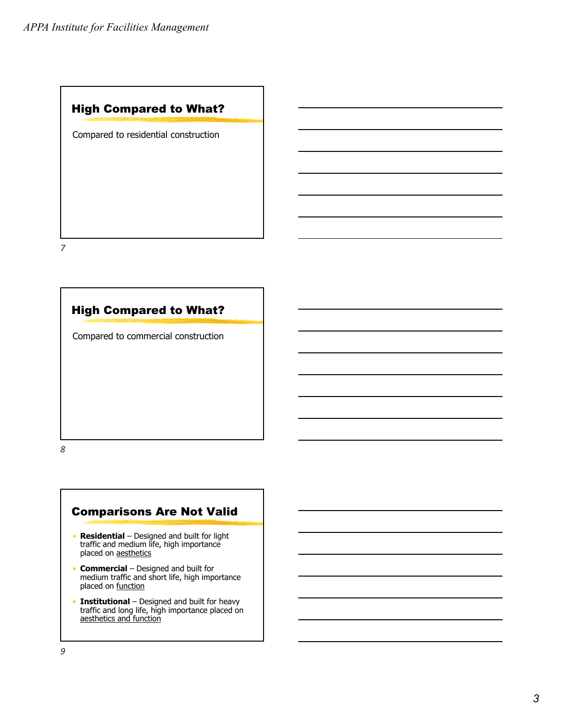## High Compared to What?

Compared to residential construction

## High Compared to What?

Compared to commercial construction

## Comparisons Are Not Valid

- **Residential** – Designed and built for light traffic and medium life, high importance placed on aesthetics
- **Commercial** – Designed and built for medium traffic and short life, high importance placed on function
- **Institutional** – Designed and built for heavy traffic and long life, high importance placed on aesthetics and function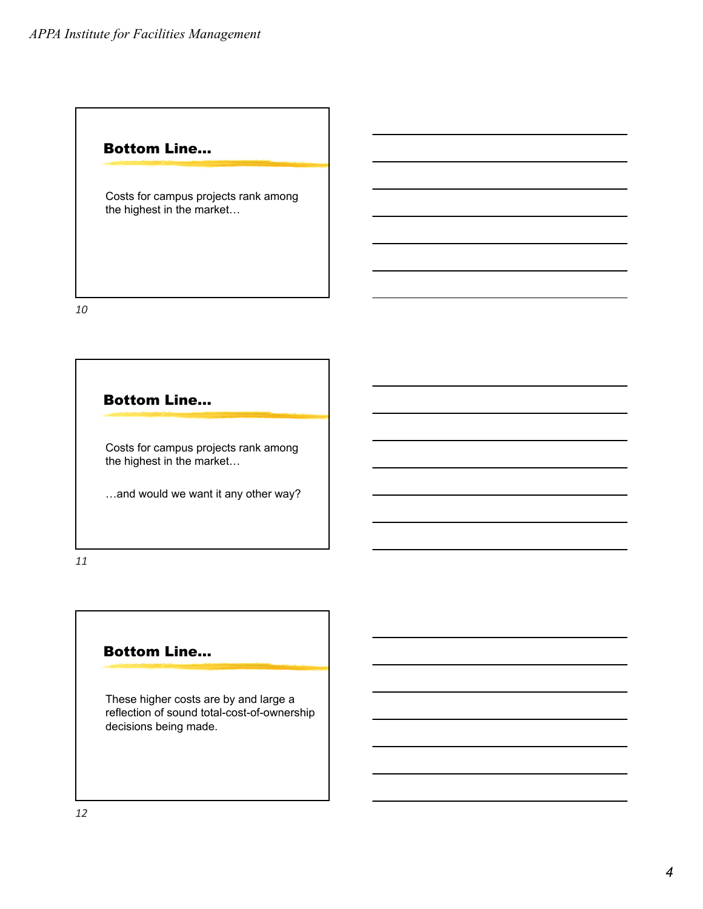## Bottom Line…

Costs for campus projects rank among the highest in the market…

10

## Bottom Line…

Costs for campus projects rank among the highest in the market…

…and would we want it any other way?

11

## Bottom Line…

These higher costs are by and large a reflection of sound total-cost-of-ownership decisions being made.

12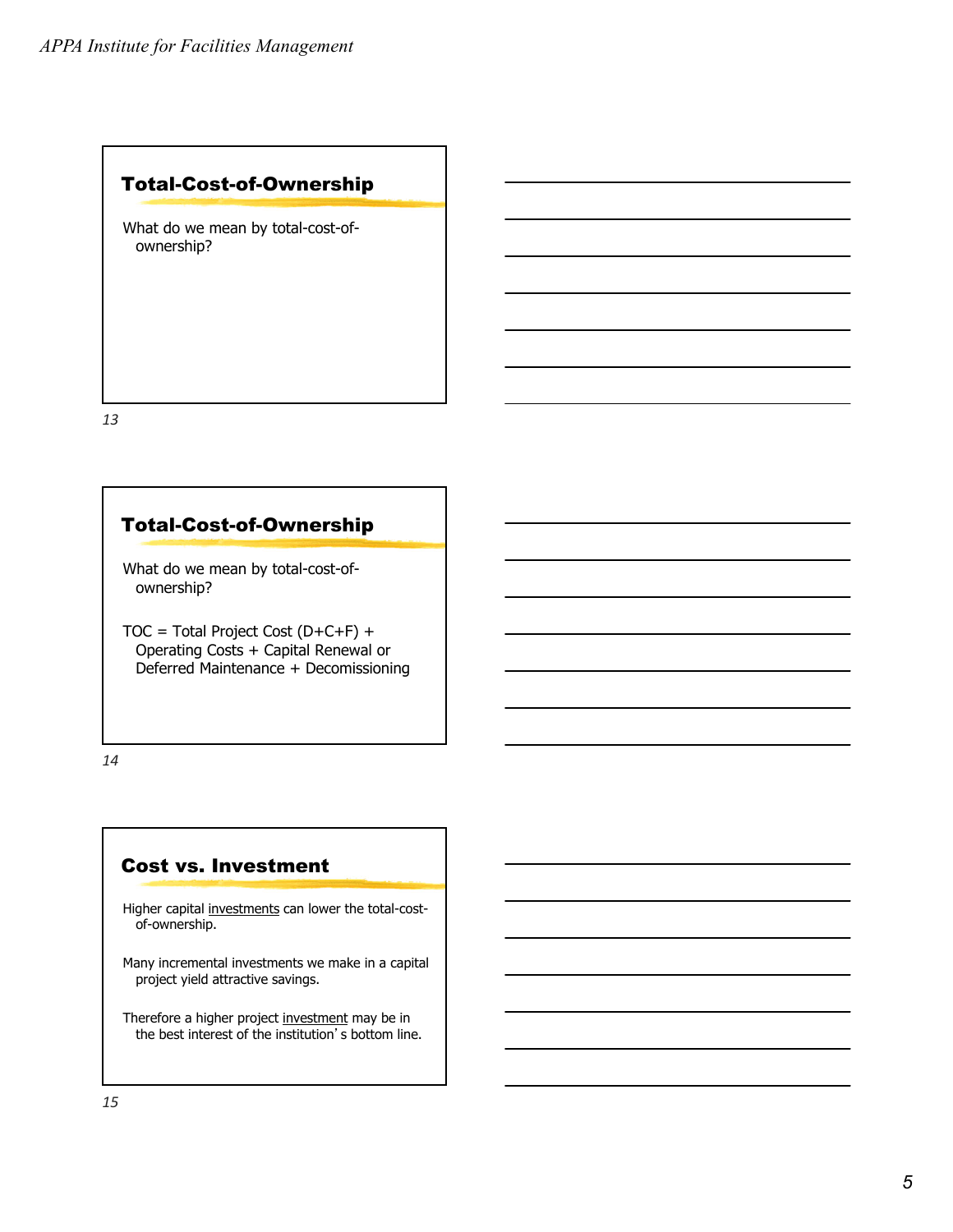## Total-Cost-of-Ownership

What do we mean by total-cost-of-ownership?

13

## Total-Cost-of-Ownership

What do we mean by total-cost-of-ownership?

TOC = Total Project Cost (D+C+F) + Operating Costs + Capital Renewal or Deferred Maintenance + Decomissioning

14

## Cost vs. Investment

Higher capital investments can lower the total-cost-of-ownership.

Many incremental investments we make in a capital project yield attractive savings.

Therefore a higher project investment may be in the best interest of the institution's bottom line.

15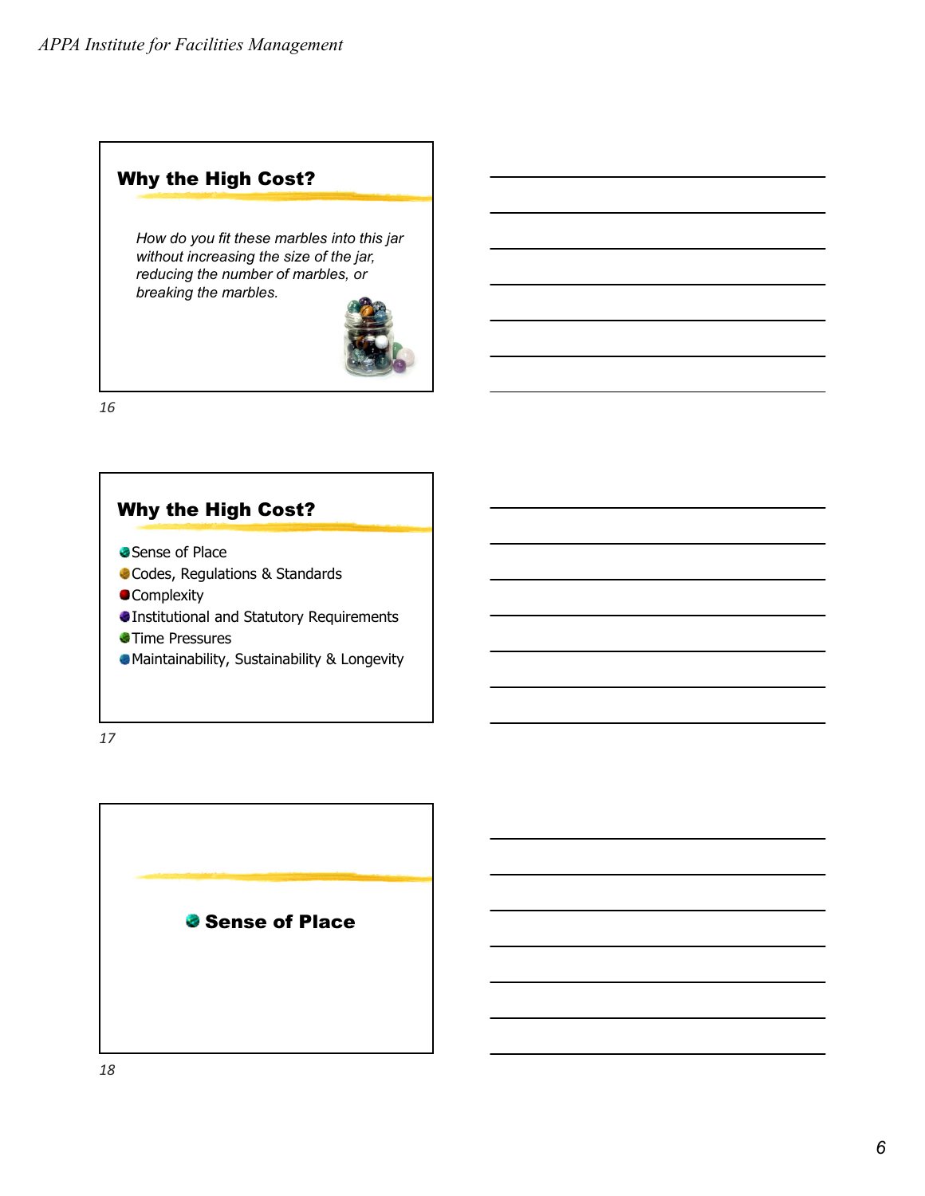## Why the High Cost?

*How do you fit these marbles into this jar without increasing the size of the jar, reducing the number of marbles, or breaking the marbles.*

## Why the High Cost?

- Sense of Place
- Codes, Regulations & Standards
- Complexity
- Institutional and Statutory Requirements
- Time Pressures
- Maintainability, Sustainability & Longevity

## Sense of Place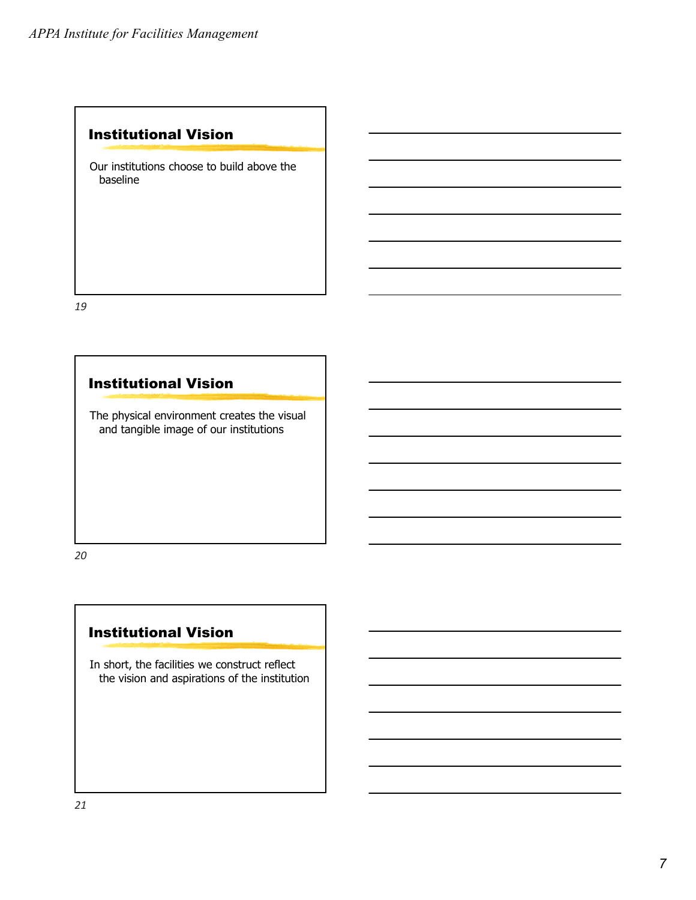## Institutional Vision

Our institutions choose to build above the baseline

## Institutional Vision

The physical environment creates the visual and tangible image of our institutions

## Institutional Vision

In short, the facilities we construct reflect the vision and aspirations of the institution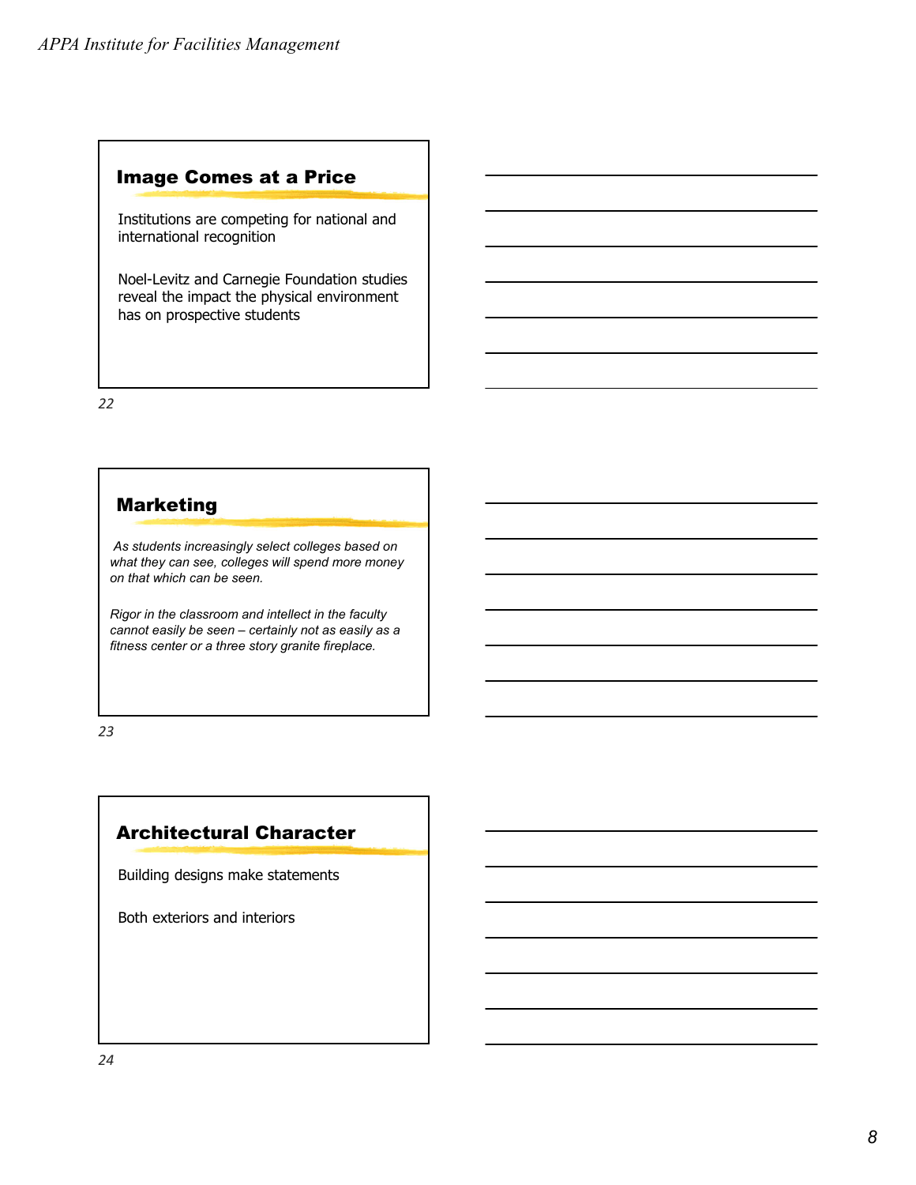## Image Comes at a Price

Institutions are competing for national and international recognition

Noel-Levitz and Carnegie Foundation studies reveal the impact the physical environment has on prospective students

22

## Marketing

*As students increasingly select colleges based on what they can see, colleges will spend more money on that which can be seen.*

*Rigor in the classroom and intellect in the faculty cannot easily be seen – certainly not as easily as a fitness center or a three story granite fireplace.*

23

## Architectural Character

Building designs make statements

Both exteriors and interiors

24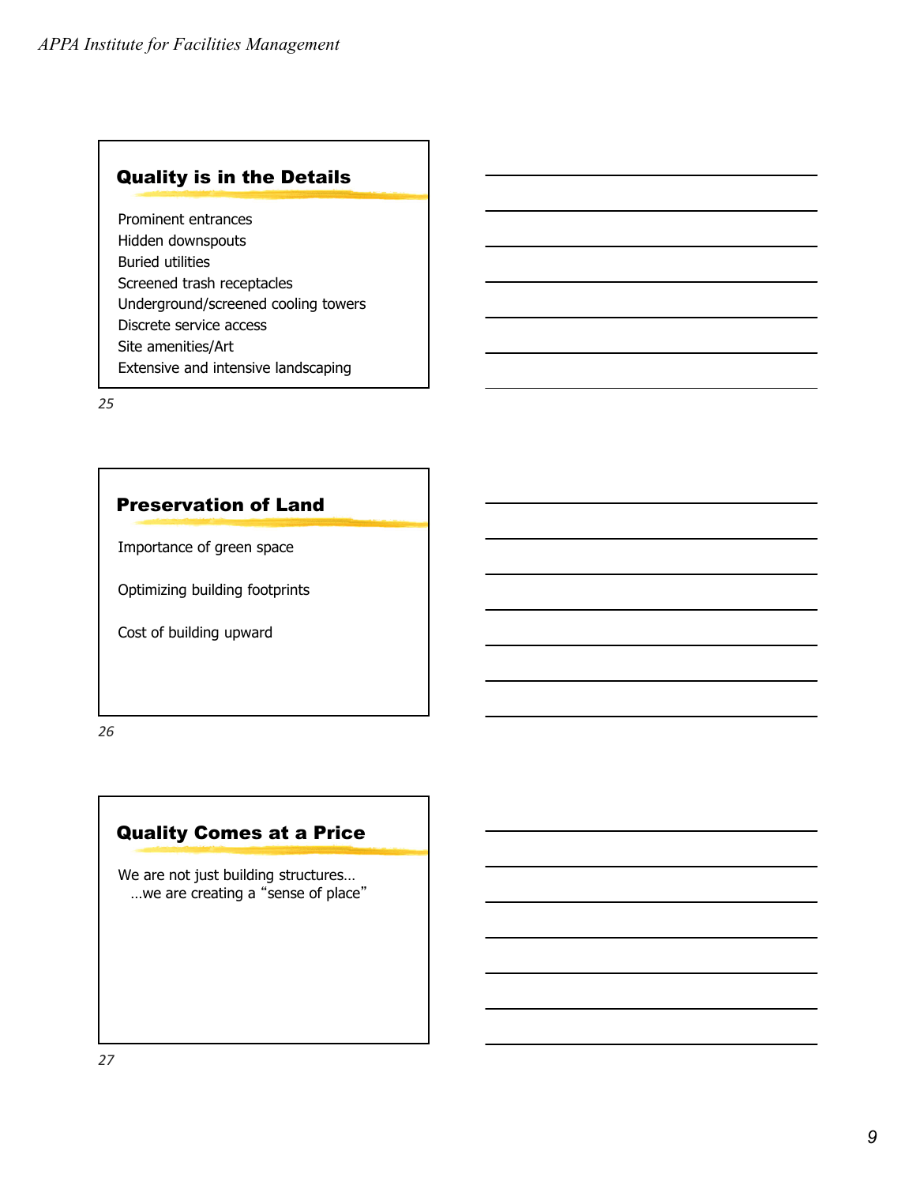## Quality is in the Details

Prominent entrances
Hidden downspouts
Buried utilities
Screened trash receptacles
Underground/screened cooling towers
Discrete service access
Site amenities/Art
Extensive and intensive landscaping

25

## Preservation of Land

Importance of green space

Optimizing building footprints

Cost of building upward

26

## Quality Comes at a Price

We are not just building structures…
…we are creating a “sense of place”

27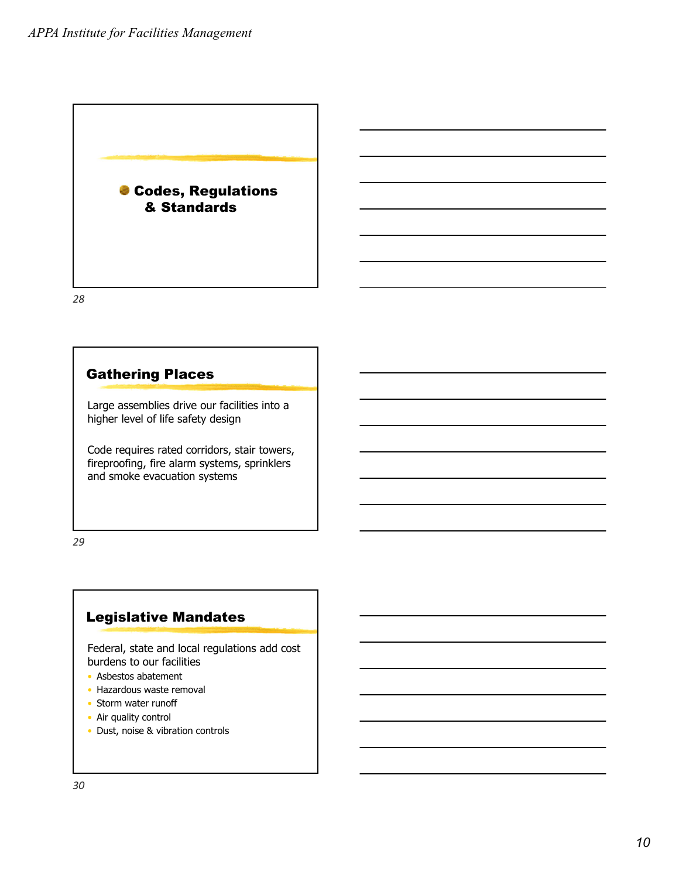## Codes, Regulations & Standards

28

## Gathering Places

Large assemblies drive our facilities into a higher level of life safety design

Code requires rated corridors, stair towers, fireproofing, fire alarm systems, sprinklers and smoke evacuation systems

29

## Legislative Mandates

Federal, state and local regulations add cost burdens to our facilities

- Asbestos abatement
- Hazardous waste removal
- Storm water runoff
- Air quality control
- Dust, noise & vibration controls

30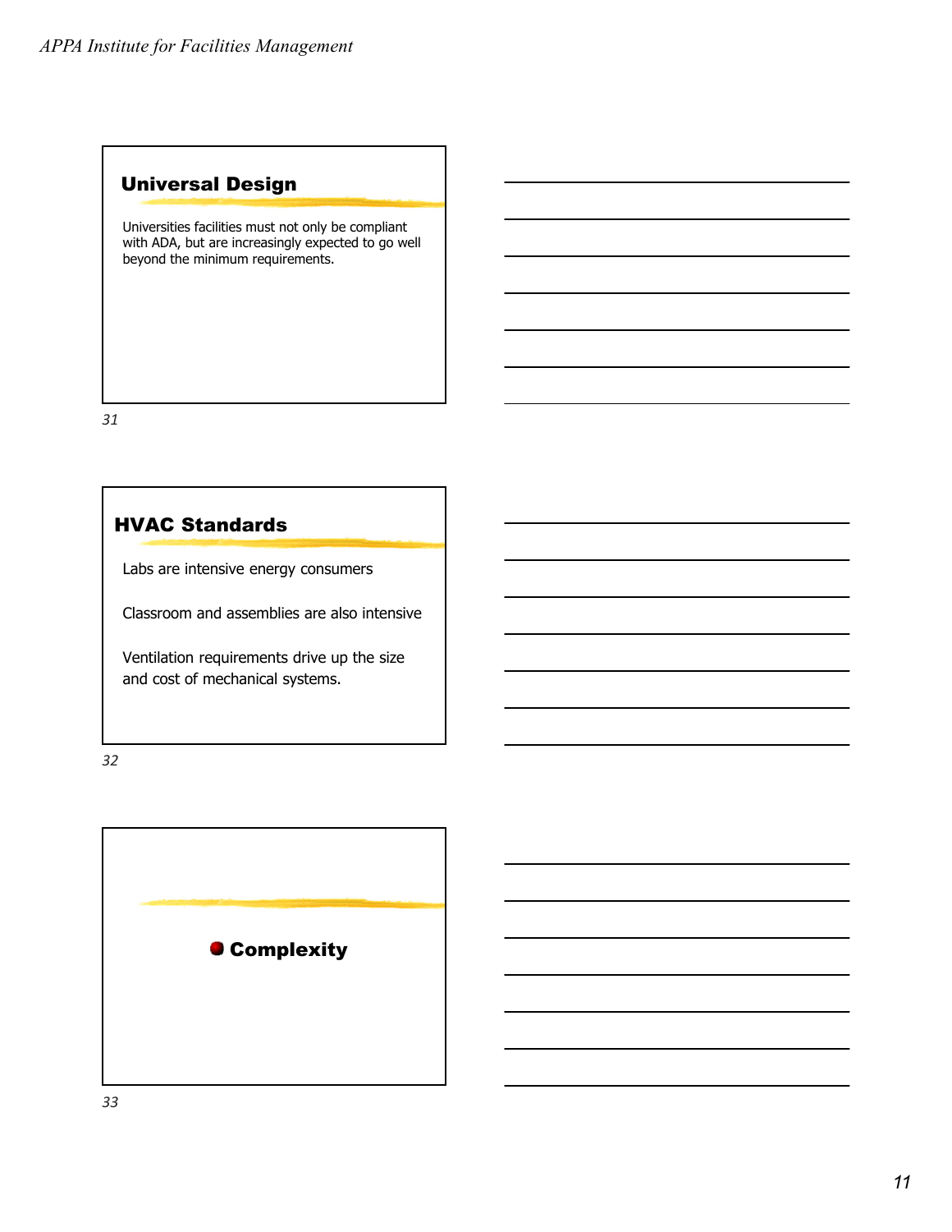## Universal Design

Universities facilities must not only be compliant with ADA, but are increasingly expected to go well beyond the minimum requirements.

31

## HVAC Standards

Labs are intensive energy consumers

Classroom and assemblies are also intensive

Ventilation requirements drive up the size and cost of mechanical systems.

32

- **Complexity**

33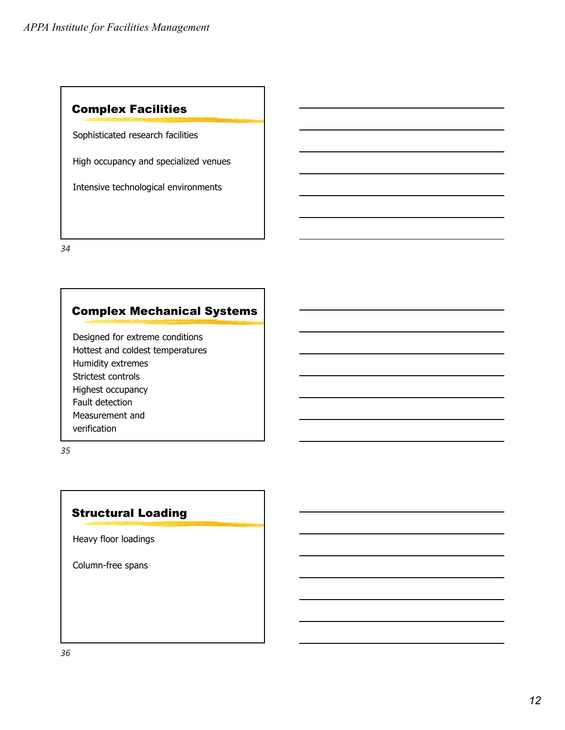## Complex Facilities

Sophisticated research facilities

High occupancy and specialized venues

Intensive technological environments

34

## Complex Mechanical Systems

Designed for extreme conditions
Hottest and coldest temperatures
Humidity extremes
Strictest controls
Highest occupancy
Fault detection
Measurement and verification

35

## Structural Loading

Heavy floor loadings

Column-free spans

36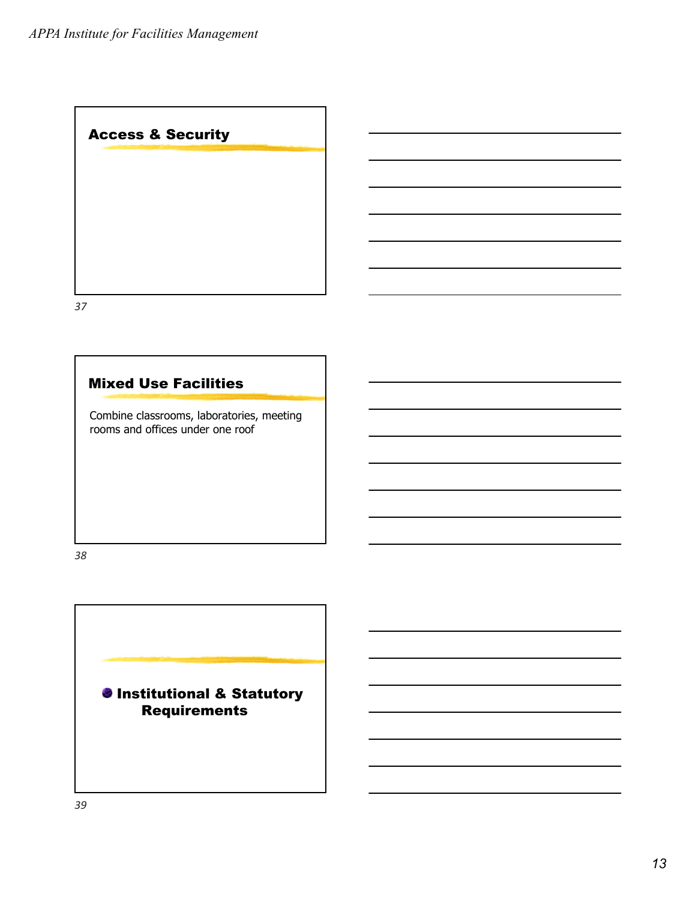## Access & Security

## Mixed Use Facilities

Combine classrooms, laboratories, meeting rooms and offices under one roof

## Institutional & Statutory Requirements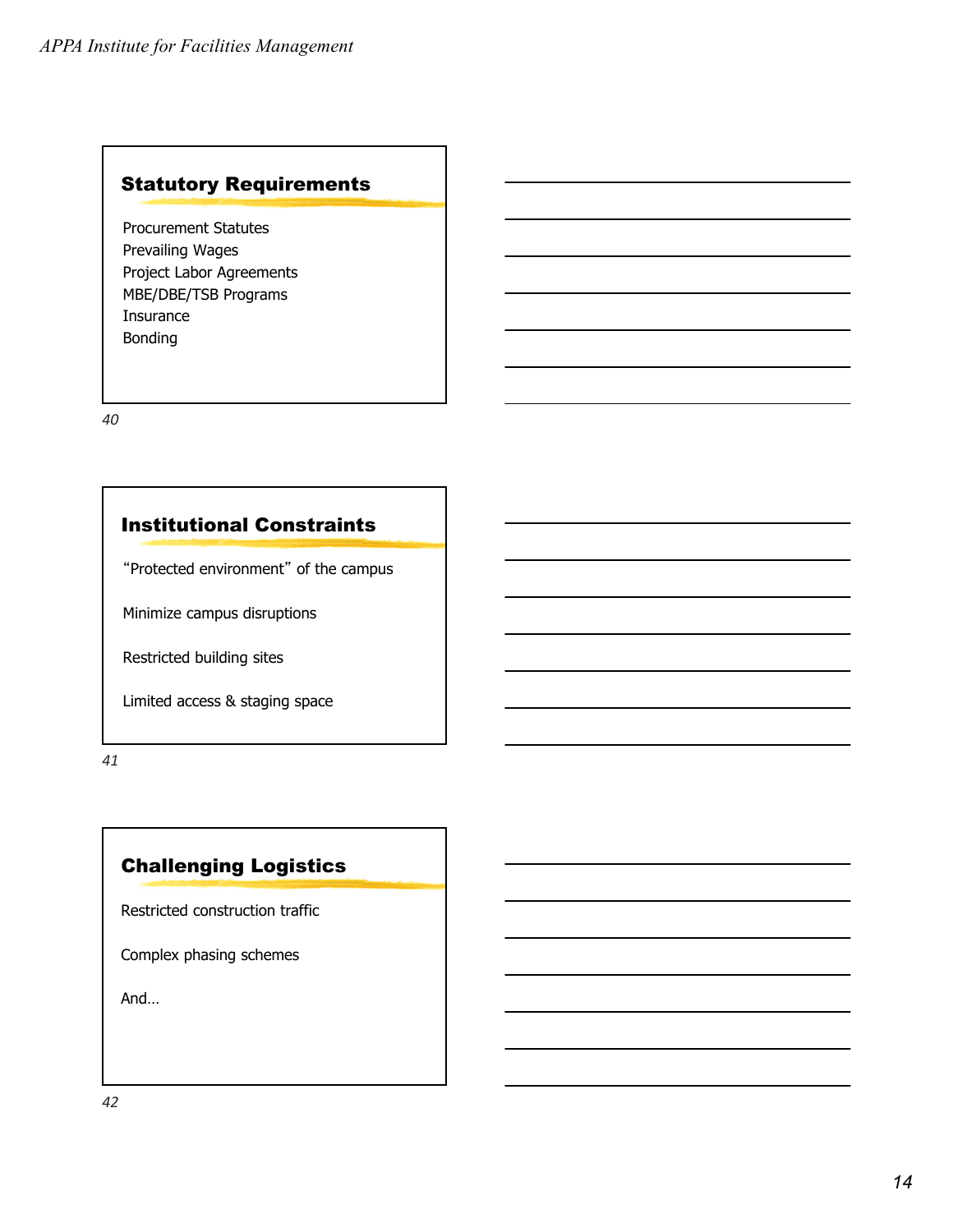## Statistical Requirements

Procurement Statutes
Prevailing Wages
Project Labor Agreements
MBE/DBE/TSB Programs
Insurance
Bonding

40

## Institutional Constraints

“Protected environment” of the campus

Minimize campus disruptions

Restricted building sites

Limited access & staging space

41

## Challenging Logistics

Restricted construction traffic

Complex phasing schemes

And…

42

## Statutory Requirements

Procurement Statutes
Prevailing Wages
Project Labor Agreements
MBE/DBE/TSB Programs
Insurance
Bonding

40

## Institutional Constraints

“Protected environment” of the campus

Minimize campus disruptions

Restricted building sites

Limited access & staging space

41

## Challenging Logistics

Restricted construction traffic

Complex phasing schemes

And…

42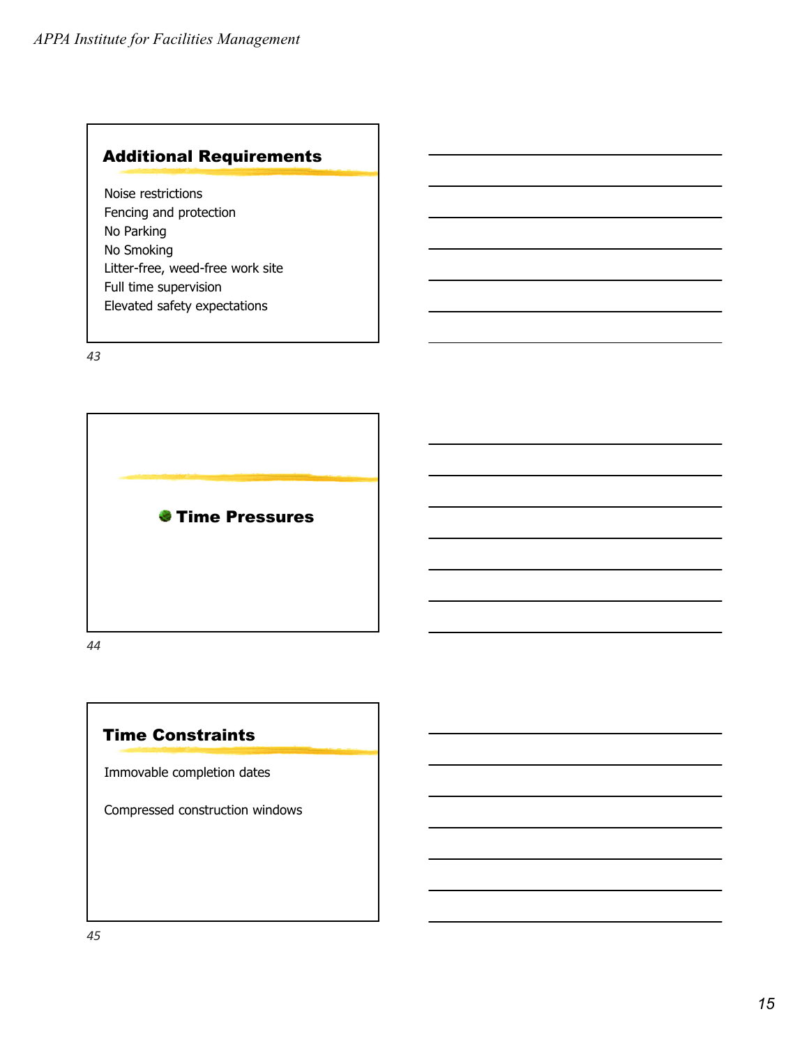## Additional Requirements

Noise restrictions
Fencing and protection
No Parking
No Smoking
Litter-free, weed-free work site
Full time supervision
Elevated safety expectations

43

## Time Pressures

44

## Time Constraints

Immovable completion dates

Compressed construction windows

45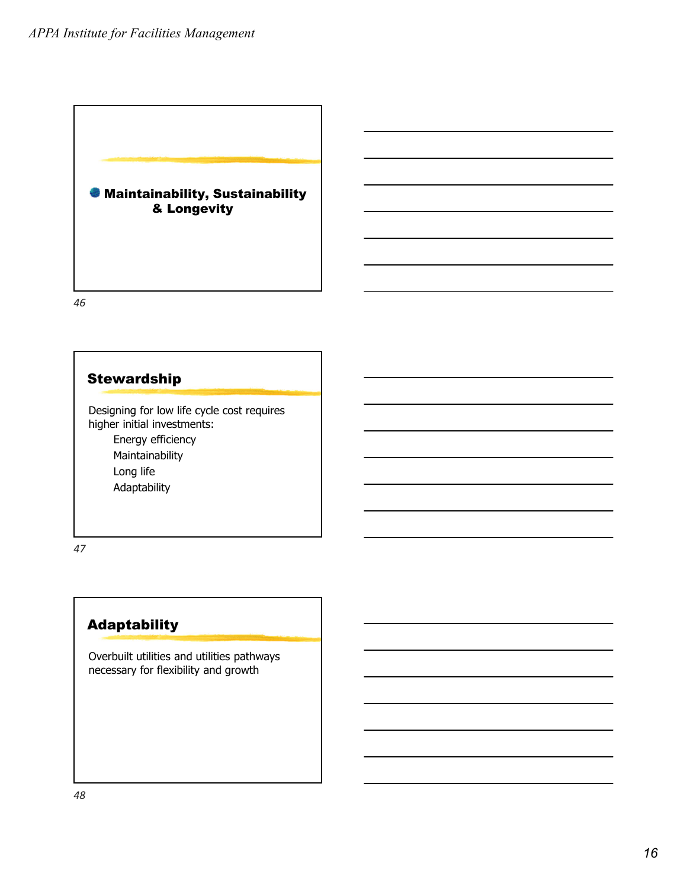## Maintainability, Sustainability & Longevity

46

## Stewardship

Designing for low life cycle cost requires higher initial investments:

- Energy efficiency
- Maintainability
- Long life
- Adaptability

47

## Adaptability

Overbuilt utilities and utilities pathways necessary for flexibility and growth

48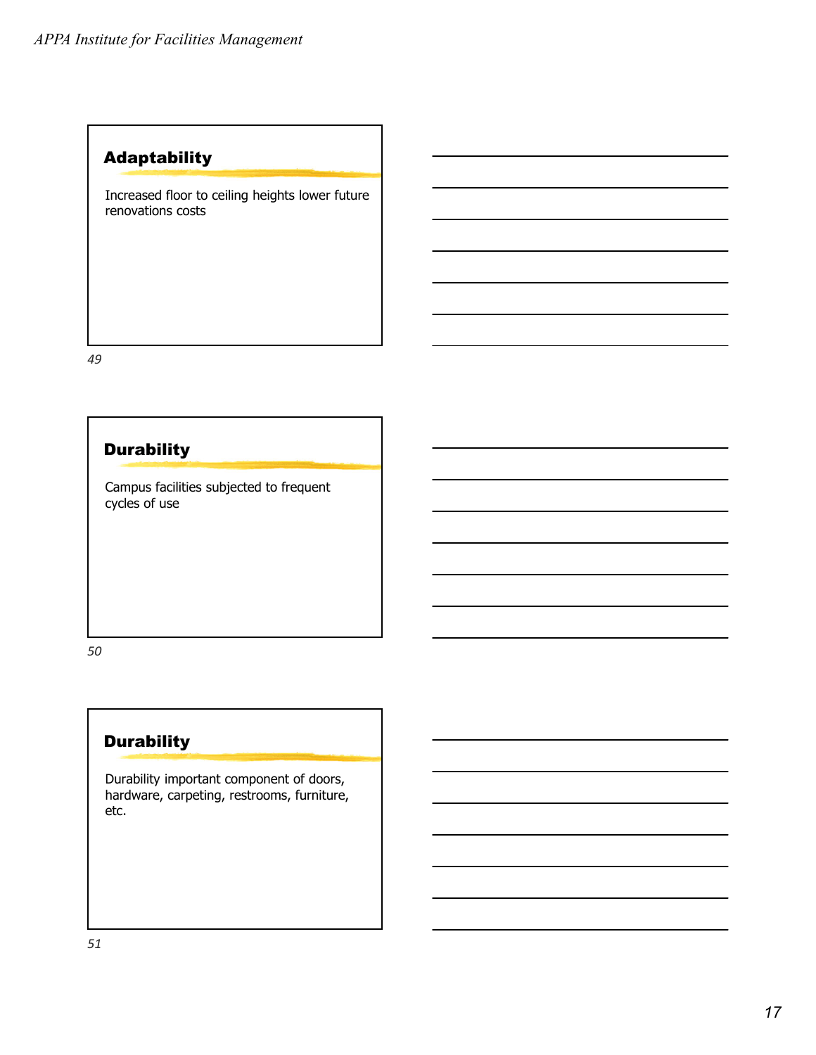## Adaptability

Increased floor to ceiling heights lower future renovations costs

49

## Durability

Campus facilities subjected to frequent cycles of use

50

## Durability

Durability important component of doors, hardware, carpeting, restrooms, furniture, etc.

51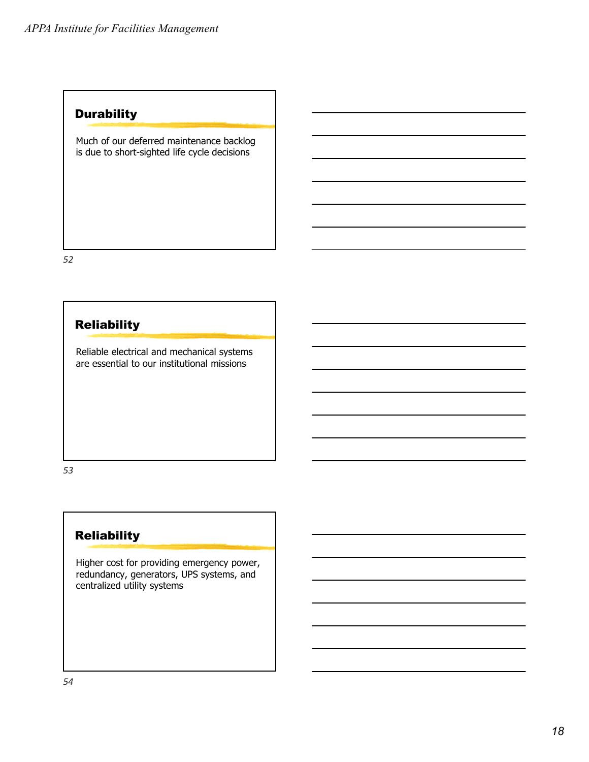## Durability

Much of our deferred maintenance backlog is due to short-sighted life cycle decisions

52

## Reliability

Reliable electrical and mechanical systems are essential to our institutional missions

53

## Reliability

Higher cost for providing emergency power, redundancy, generators, UPS systems, and centralized utility systems

54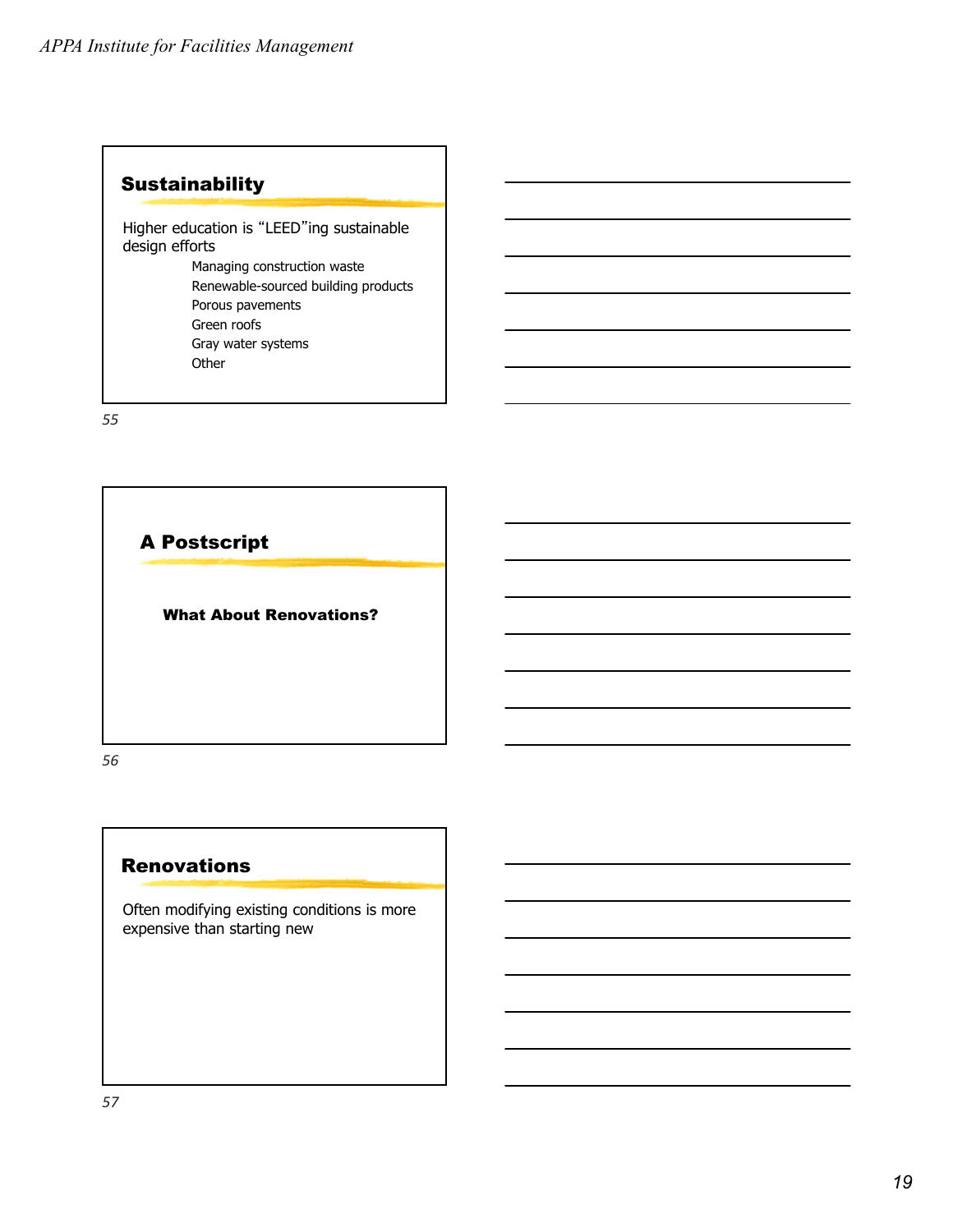## Sustainability

Higher education is “LEED”ing sustainable design efforts

- Managing construction waste
- Renewable-sourced building products
- Porous pavements
- Green roofs
- Gray water systems
- Other

55

## A Postscript

**What About Renovations?**

56

## Renovations

Often modifying existing conditions is more expensive than starting new

57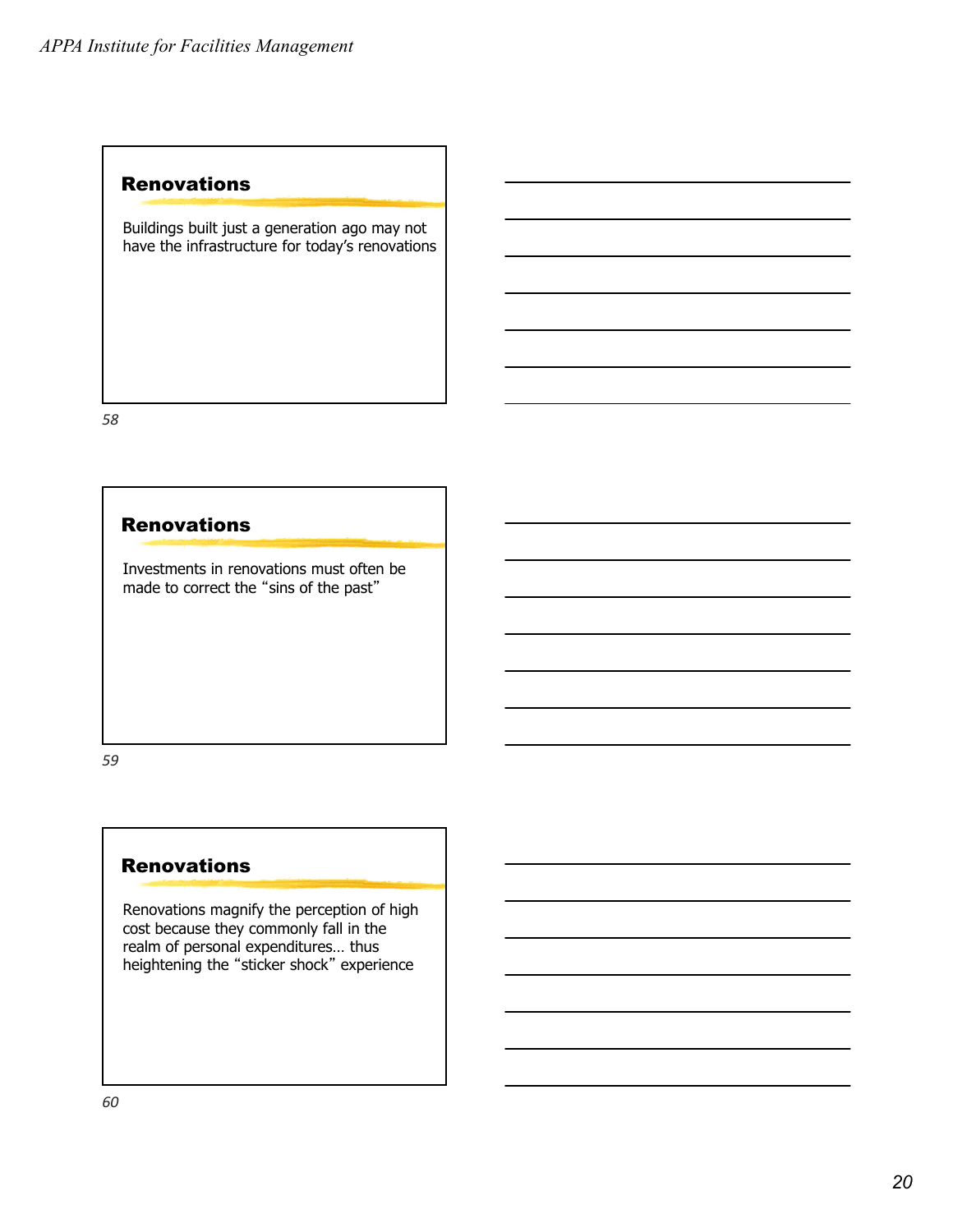## Renovations

Buildings built just a generation ago may not have the infrastructure for today's renovations

## Renovations

Investments in renovations must often be made to correct the "sins of the past"

## Renovations

Renovations magnify the perception of high cost because they commonly fall in the realm of personal expenditures… thus heightening the "sticker shock" experience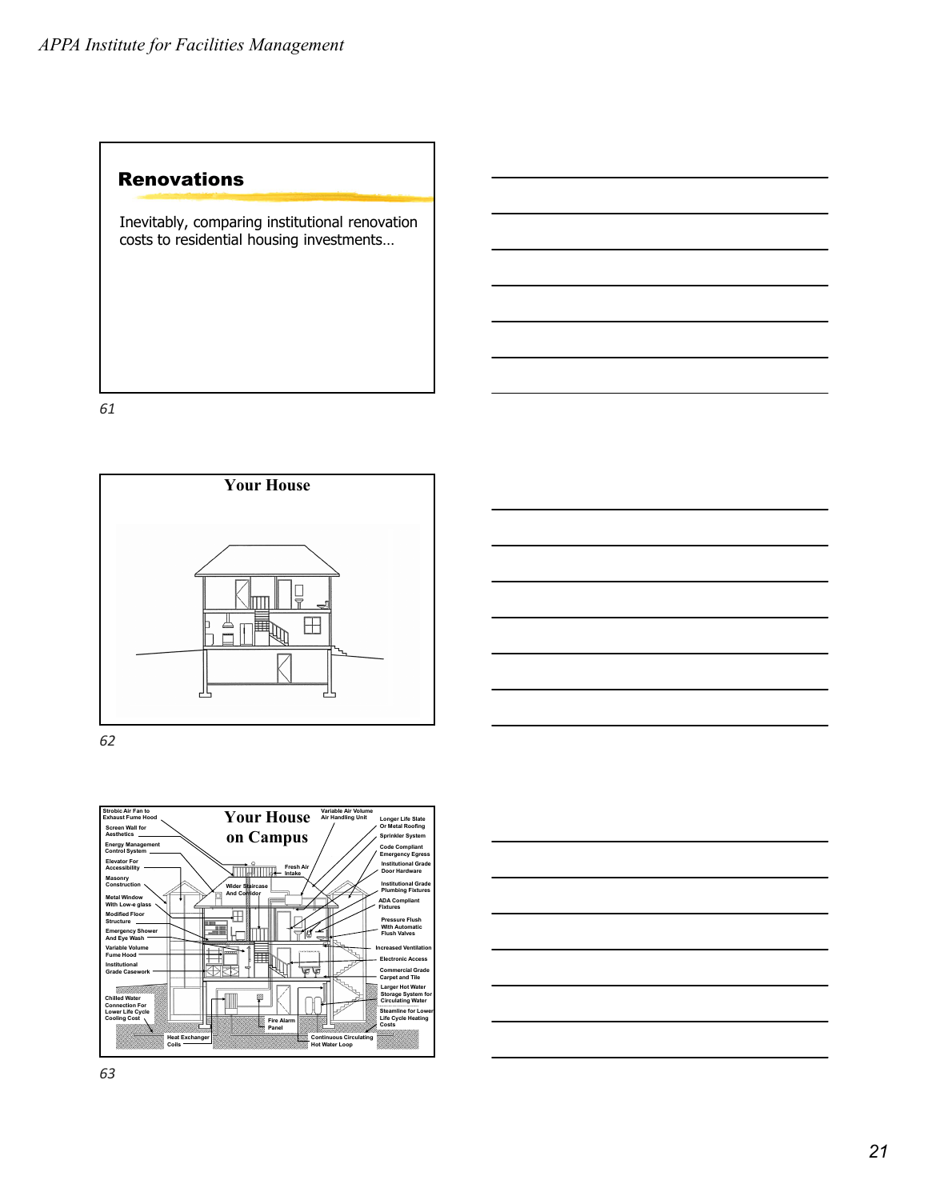## Renovations

Inevitably, comparing institutional renovation costs to residential housing investments…

61

### Your House

62

### Your House on Campus

Strobic Air Fan to Exhaust Fume Hood

Screen Wall for Aesthetics

Energy Management Control System

Elevator For Accessibility

Masonry Construction

Metal Window With Low-e glass

Modified Floor Structure

Emergency Shower And Eye Wash

Variable Volume Fume Hood

Institutional Grade Casework

Chilled Water Connection For Lower Life Cycle Cooling Cost

Heat Exchanger Coils

Fire Alarm Panel

Continuous Circulating Hot Water Loop

Wider Staircase And Corridor

Fresh Air Intake

Variable Air Volume Air Handling Unit

Longer Life Slate Or Metal Roofing

Sprinkler System

Code Compliant Emergency Egress

Institutional Grade Door Hardware

Institutional Grade Plumbing Fixtures

ADA Compliant Fixtures

Pressure Flush With Automatic Flush Valves

Increased Ventilation

Electronic Access

Commercial Grade Carpet and Tile

Larger Hot Water Storage System for Circulating Water

Steamline for Lower Life Cycle Heating Costs

63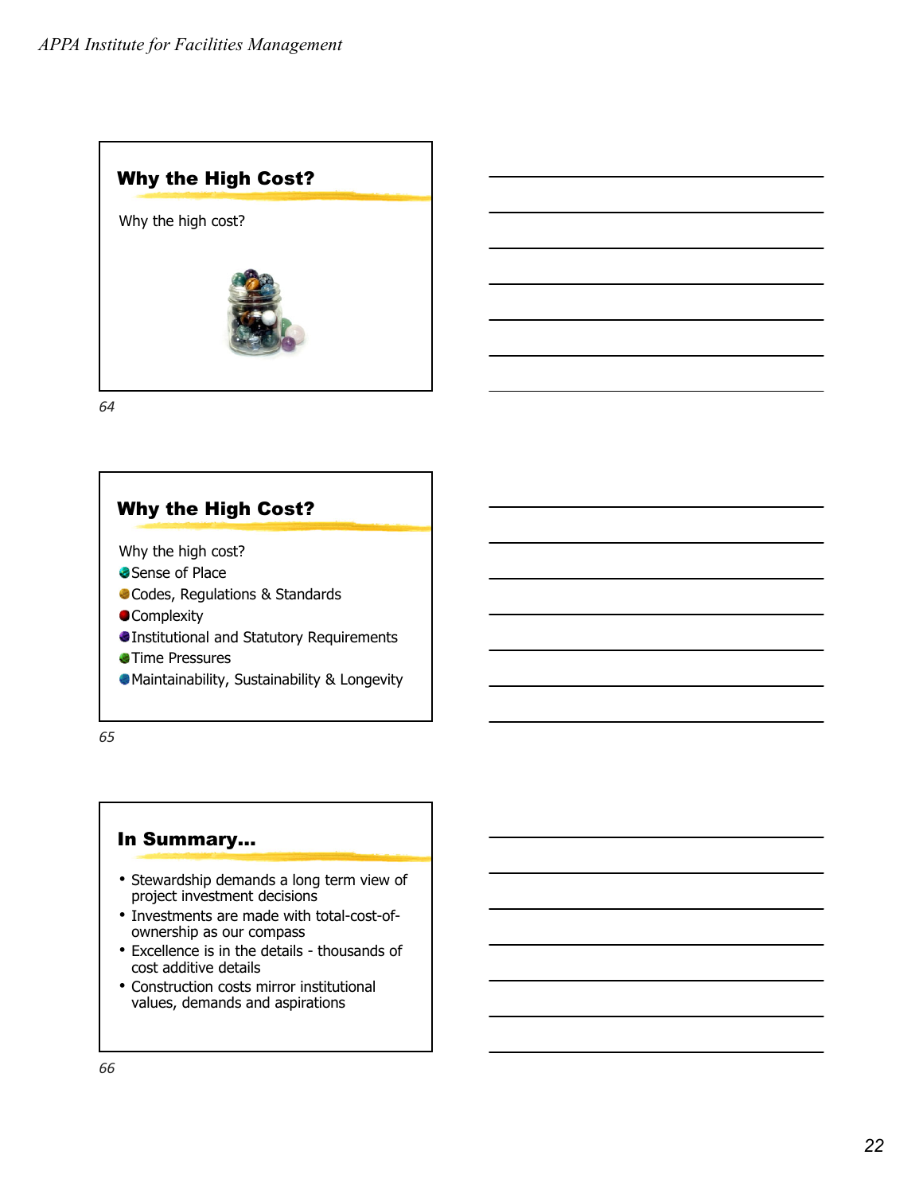## Why the High Cost?

Why the high cost?

## Why the High Cost?

Why the high cost?

- Sense of Place
- Codes, Regulations & Standards
- Complexity
- Institutional and Statutory Requirements
- Time Pressures
- Maintainability, Sustainability & Longevity

## In Summary…

- Stewardship demands a long term view of project investment decisions
- Investments are made with total-cost-of-ownership as our compass
- Excellence is in the details - thousands of cost additive details
- Construction costs mirror institutional values, demands and aspirations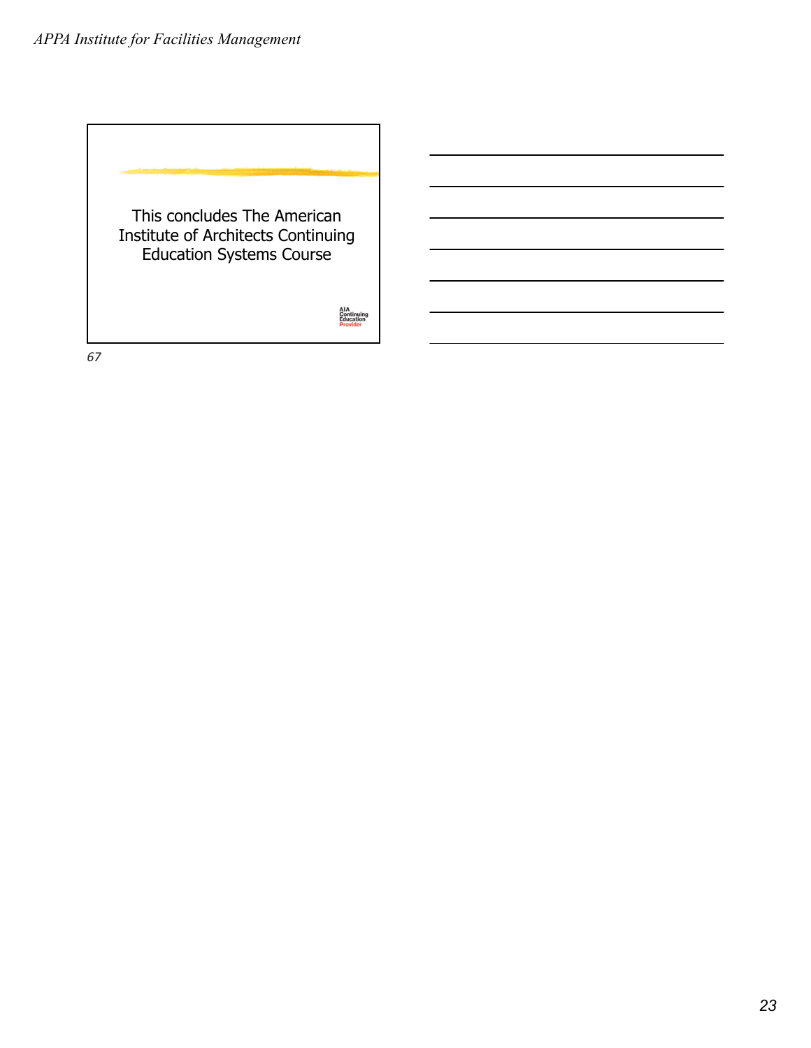This concludes The American Institute of Architects Continuing Education Systems Course

AIA
Continuing
Education
Provider

67